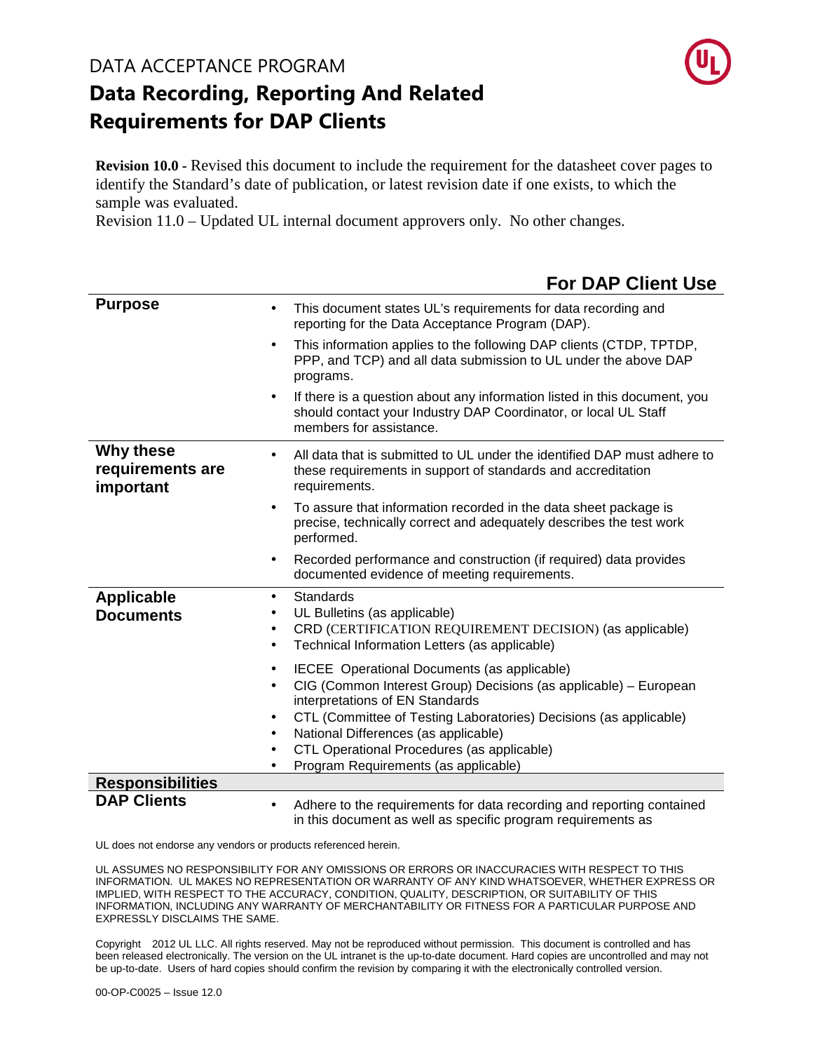DATA ACCEPTANCE PROGRAM

# Data Recording, Reporting And Related Requirements for DAP Clients

**Revision 10.0** - Revised this document to include the requirement for the datasheet cover pages to identify the Standard's date of publication, or latest revision date if one exists, to which the sample was evaluated.

Revision 11.0 – Updated UL internal document approvers only. No other changes.

## For DAP Client Use

| | |
|---|---|
| **Purpose** | • This document states UL's requirements for data recording and reporting for the Data Acceptance Program (DAP).<br>• This information applies to the following DAP clients (CTDP, TPTDP, PPP, and TCP) and all data submission to UL under the above DAP programs.<br>• If there is a question about any information listed in this document, you should contact your Industry DAP Coordinator, or local UL Staff members for assistance. |
| **Why these requirements are important** | • All data that is submitted to UL under the identified DAP must adhere to these requirements in support of standards and accreditation requirements.<br>• To assure that information recorded in the data sheet package is precise, technically correct and adequately describes the test work performed.<br>• Recorded performance and construction (if required) data provides documented evidence of meeting requirements. |
| **Applicable Documents** | • Standards<br>• UL Bulletins (as applicable)<br>• CRD (CERTIFICATION REQUIREMENT DECISION) (as applicable)<br>• Technical Information Letters (as applicable)<br>• IECEE Operational Documents (as applicable)<br>• CIG (Common Interest Group) Decisions (as applicable) – European interpretations of EN Standards<br>• CTL (Committee of Testing Laboratories) Decisions (as applicable)<br>• National Differences (as applicable)<br>• CTL Operational Procedures (as applicable)<br>• Program Requirements (as applicable) |
| **Responsibilities** | |
| **DAP Clients** | • Adhere to the requirements for data recording and reporting contained in this document as well as specific program requirements as |

UL does not endorse any vendors or products referenced herein.

UL ASSUMES NO RESPONSIBILITY FOR ANY OMISSIONS OR ERRORS OR INACCURACIES WITH RESPECT TO THIS INFORMATION. UL MAKES NO REPRESENTATION OR WARRANTY OF ANY KIND WHATSOEVER, WHETHER EXPRESS OR IMPLIED, WITH RESPECT TO THE ACCURACY, CONDITION, QUALITY, DESCRIPTION, OR SUITABILITY OF THIS INFORMATION, INCLUDING ANY WARRANTY OF MERCHANTABILITY OR FITNESS FOR A PARTICULAR PURPOSE AND EXPRESSLY DISCLAIMS THE SAME.

Copyright 2012 UL LLC. All rights reserved. May not be reproduced without permission. This document is controlled and has been released electronically. The version on the UL intranet is the up-to-date document. Hard copies are uncontrolled and may not be up-to-date. Users of hard copies should confirm the revision by comparing it with the electronically controlled version.

00-OP-C0025 – Issue 12.0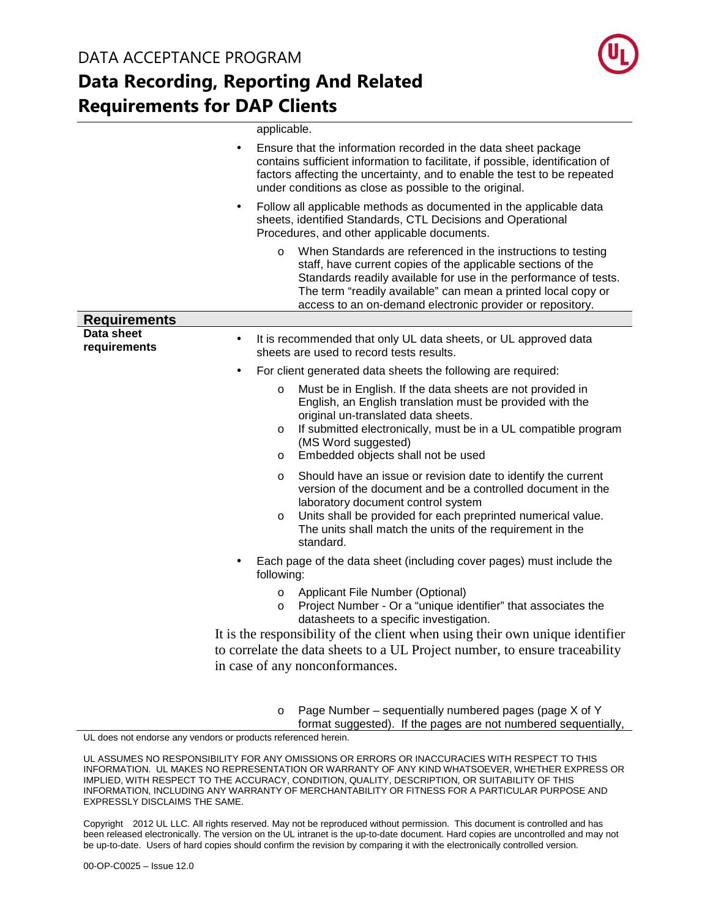applicable.

- Ensure that the information recorded in the data sheet package contains sufficient information to facilitate, if possible, identification of factors affecting the uncertainty, and to enable the test to be repeated under conditions as close as possible to the original.
- Follow all applicable methods as documented in the applicable data sheets, identified Standards, CTL Decisions and Operational Procedures, and other applicable documents.
  - When Standards are referenced in the instructions to testing staff, have current copies of the applicable sections of the Standards readily available for use in the performance of tests. The term "readily available" can mean a printed local copy or access to an on-demand electronic provider or repository.

## Requirements

**Data sheet requirements**

- It is recommended that only UL data sheets, or UL approved data sheets are used to record tests results.
- For client generated data sheets the following are required:
  - Must be in English. If the data sheets are not provided in English, an English translation must be provided with the original un-translated data sheets.
  - If submitted electronically, must be in a UL compatible program (MS Word suggested)
  - Embedded objects shall not be used
  - Should have an issue or revision date to identify the current version of the document and be a controlled document in the laboratory document control system
  - Units shall be provided for each preprinted numerical value. The units shall match the units of the requirement in the standard.
- Each page of the data sheet (including cover pages) must include the following:
  - Applicant File Number (Optional)
  - Project Number - Or a "unique identifier" that associates the datasheets to a specific investigation.

It is the responsibility of the client when using their own unique identifier to correlate the data sheets to a UL Project number, to ensure traceability in case of any nonconformances.

  - Page Number – sequentially numbered pages (page X of Y format suggested). If the pages are not numbered sequentially,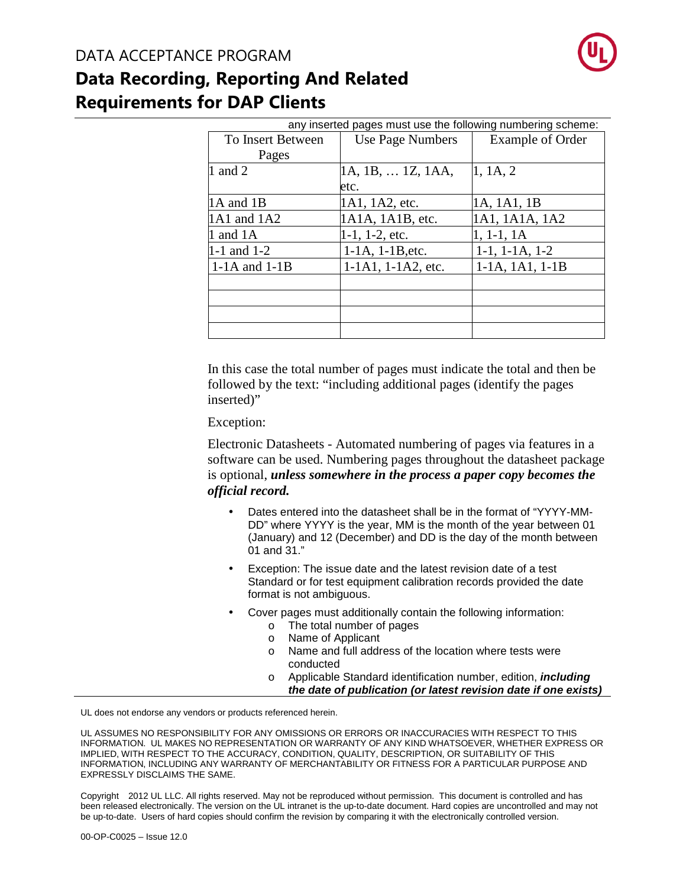any inserted pages must use the following numbering scheme:

| To Insert Between Pages | Use Page Numbers | Example of Order |
|---|---|---|
| 1 and 2 | 1A, 1B, … 1Z, 1AA, etc. | 1, 1A, 2 |
| 1A and 1B | 1A1, 1A2, etc. | 1A, 1A1, 1B |
| 1A1 and 1A2 | 1A1A, 1A1B, etc. | 1A1, 1A1A, 1A2 |
| 1 and 1A | 1-1, 1-2, etc. | 1, 1-1, 1A |
| 1-1 and 1-2 | 1-1A, 1-1B,etc. | 1-1, 1-1A, 1-2 |
| 1-1A and 1-1B | 1-1A1, 1-1A2, etc. | 1-1A, 1A1, 1-1B |
| | | |
| | | |
| | | |
| | | |

In this case the total number of pages must indicate the total and then be followed by the text: "including additional pages (identify the pages inserted)"

Exception:

Electronic Datasheets - Automated numbering of pages via features in a software can be used. Numbering pages throughout the datasheet package is optional, ***unless somewhere in the process a paper copy becomes the official record.***

- Dates entered into the datasheet shall be in the format of "YYYY-MM-DD" where YYYY is the year, MM is the month of the year between 01 (January) and 12 (December) and DD is the day of the month between 01 and 31."
- Exception: The issue date and the latest revision date of a test Standard or for test equipment calibration records provided the date format is not ambiguous.
- Cover pages must additionally contain the following information:
  - The total number of pages
  - Name of Applicant
  - Name and full address of the location where tests were conducted
  - Applicable Standard identification number, edition, ***including the date of publication (or latest revision date if one exists)***

UL does not endorse any vendors or products referenced herein.

UL ASSUMES NO RESPONSIBILITY FOR ANY OMISSIONS OR ERRORS OR INACCURACIES WITH RESPECT TO THIS INFORMATION. UL MAKES NO REPRESENTATION OR WARRANTY OF ANY KIND WHATSOEVER, WHETHER EXPRESS OR IMPLIED, WITH RESPECT TO THE ACCURACY, CONDITION, QUALITY, DESCRIPTION, OR SUITABILITY OF THIS INFORMATION, INCLUDING ANY WARRANTY OF MERCHANTABILITY OR FITNESS FOR A PARTICULAR PURPOSE AND EXPRESSLY DISCLAIMS THE SAME.

Copyright 2012 UL LLC. All rights reserved. May not be reproduced without permission. This document is controlled and has been released electronically. The version on the UL intranet is the up-to-date document. Hard copies are uncontrolled and may not be up-to-date. Users of hard copies should confirm the revision by comparing it with the electronically controlled version.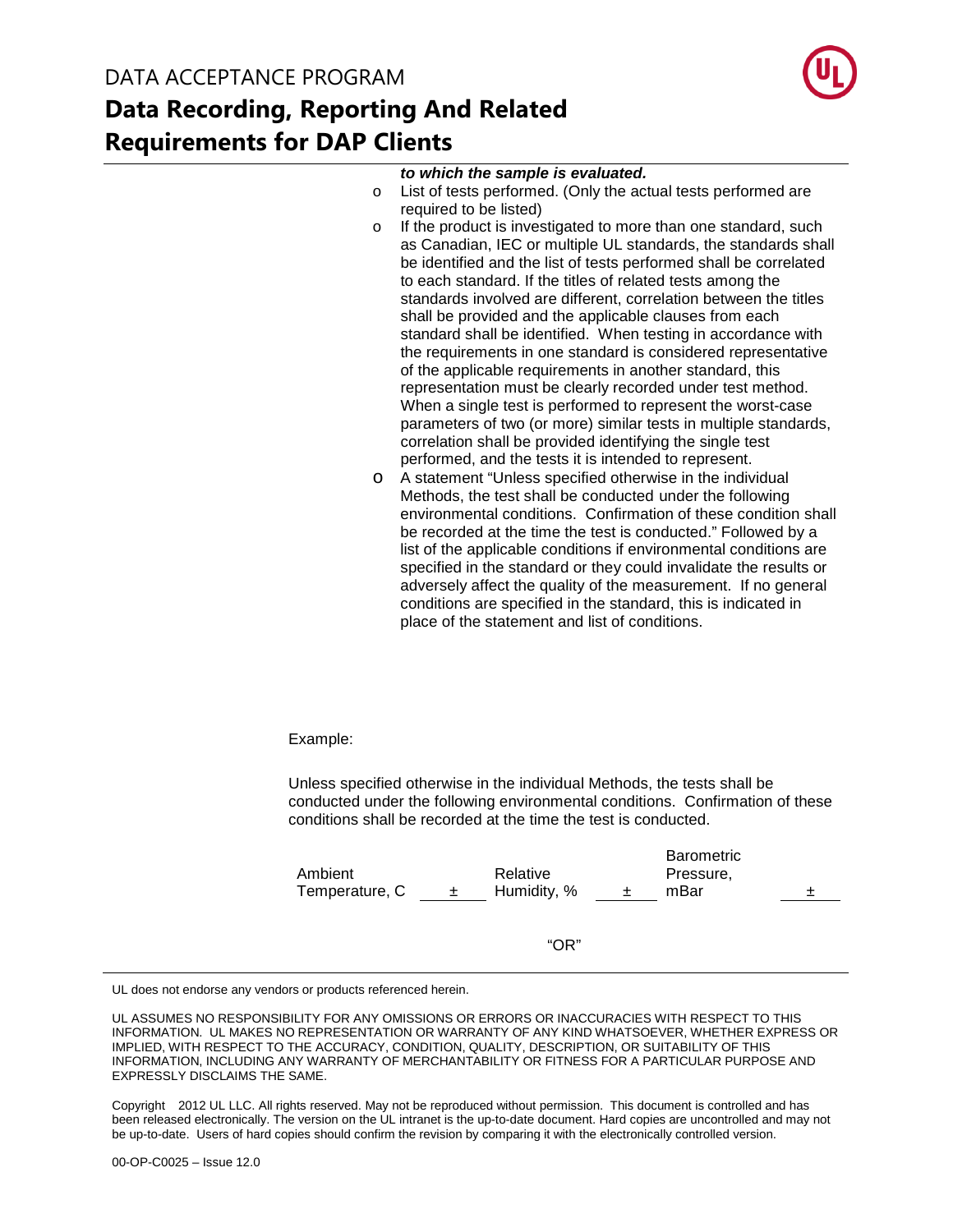***to which the sample is evaluated.***

- List of tests performed. (Only the actual tests performed are required to be listed)
- If the product is investigated to more than one standard, such as Canadian, IEC or multiple UL standards, the standards shall be identified and the list of tests performed shall be correlated to each standard. If the titles of related tests among the standards involved are different, correlation between the titles shall be provided and the applicable clauses from each standard shall be identified. When testing in accordance with the requirements in one standard is considered representative of the applicable requirements in another standard, this representation must be clearly recorded under test method. When a single test is performed to represent the worst-case parameters of two (or more) similar tests in multiple standards, correlation shall be provided identifying the single test performed, and the tests it is intended to represent.
- A statement "Unless specified otherwise in the individual Methods, the test shall be conducted under the following environmental conditions. Confirmation of these condition shall be recorded at the time the test is conducted." Followed by a list of the applicable conditions if environmental conditions are specified in the standard or they could invalidate the results or adversely affect the quality of the measurement. If no general conditions are specified in the standard, this is indicated in place of the statement and list of conditions.

Example:

Unless specified otherwise in the individual Methods, the tests shall be conducted under the following environmental conditions. Confirmation of these conditions shall be recorded at the time the test is conducted.

| Ambient Temperature, C | ± | Relative Humidity, % | ± | Barometric Pressure, mBar | ± |
|---|---|---|---|---|---|

"OR"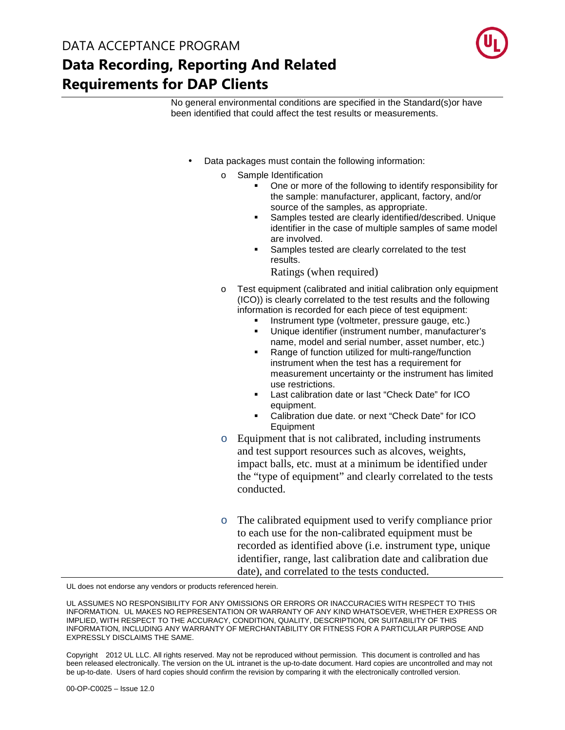No general environmental conditions are specified in the Standard(s)or have been identified that could affect the test results or measurements.

- Data packages must contain the following information:
  - Sample Identification
    - One or more of the following to identify responsibility for the sample: manufacturer, applicant, factory, and/or source of the samples, as appropriate.
    - Samples tested are clearly identified/described. Unique identifier in the case of multiple samples of same model are involved.
    - Samples tested are clearly correlated to the test results.
    - Ratings (when required)
  - Test equipment (calibrated and initial calibration only equipment (ICO)) is clearly correlated to the test results and the following information is recorded for each piece of test equipment:
    - Instrument type (voltmeter, pressure gauge, etc.)
    - Unique identifier (instrument number, manufacturer's name, model and serial number, asset number, etc.)
    - Range of function utilized for multi-range/function instrument when the test has a requirement for measurement uncertainty or the instrument has limited use restrictions.
    - Last calibration date or last "Check Date" for ICO equipment.
    - Calibration due date. or next "Check Date" for ICO Equipment
  - Equipment that is not calibrated, including instruments and test support resources such as alcoves, weights, impact balls, etc. must at a minimum be identified under the "type of equipment" and clearly correlated to the tests conducted.
  - The calibrated equipment used to verify compliance prior to each use for the non-calibrated equipment must be recorded as identified above (i.e. instrument type, unique identifier, range, last calibration date and calibration due date), and correlated to the tests conducted.

UL does not endorse any vendors or products referenced herein.

UL ASSUMES NO RESPONSIBILITY FOR ANY OMISSIONS OR ERRORS OR INACCURACIES WITH RESPECT TO THIS INFORMATION. UL MAKES NO REPRESENTATION OR WARRANTY OF ANY KIND WHATSOEVER, WHETHER EXPRESS OR IMPLIED, WITH RESPECT TO THE ACCURACY, CONDITION, QUALITY, DESCRIPTION, OR SUITABILITY OF THIS INFORMATION, INCLUDING ANY WARRANTY OF MERCHANTABILITY OR FITNESS FOR A PARTICULAR PURPOSE AND EXPRESSLY DISCLAIMS THE SAME.

Copyright 2012 UL LLC. All rights reserved. May not be reproduced without permission. This document is controlled and has been released electronically. The version on the UL intranet is the up-to-date document. Hard copies are uncontrolled and may not be up-to-date. Users of hard copies should confirm the revision by comparing it with the electronically controlled version.

00-OP-C0025 – Issue 12.0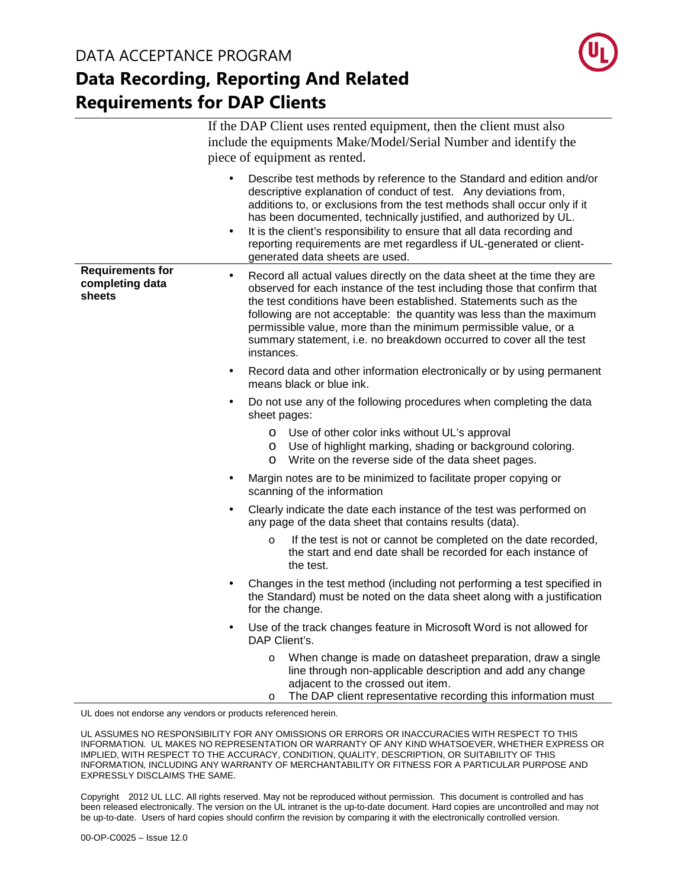If the DAP Client uses rented equipment, then the client must also include the equipments Make/Model/Serial Number and identify the piece of equipment as rented.

- Describe test methods by reference to the Standard and edition and/or descriptive explanation of conduct of test. Any deviations from, additions to, or exclusions from the test methods shall occur only if it has been documented, technically justified, and authorized by UL.
- It is the client's responsibility to ensure that all data recording and reporting requirements are met regardless if UL-generated or client-generated data sheets are used.

**Requirements for completing data sheets**

- Record all actual values directly on the data sheet at the time they are observed for each instance of the test including those that confirm that the test conditions have been established. Statements such as the following are not acceptable: the quantity was less than the maximum permissible value, more than the minimum permissible value, or a summary statement, i.e. no breakdown occurred to cover all the test instances.
- Record data and other information electronically or by using permanent means black or blue ink.
- Do not use any of the following procedures when completing the data sheet pages:
  - Use of other color inks without UL's approval
  - Use of highlight marking, shading or background coloring.
  - Write on the reverse side of the data sheet pages.
- Margin notes are to be minimized to facilitate proper copying or scanning of the information
- Clearly indicate the date each instance of the test was performed on any page of the data sheet that contains results (data).
  - If the test is not or cannot be completed on the date recorded, the start and end date shall be recorded for each instance of the test.
- Changes in the test method (including not performing a test specified in the Standard) must be noted on the data sheet along with a justification for the change.
- Use of the track changes feature in Microsoft Word is not allowed for DAP Client's.
  - When change is made on datasheet preparation, draw a single line through non-applicable description and add any change adjacent to the crossed out item.
  - The DAP client representative recording this information must

UL does not endorse any vendors or products referenced herein.

UL ASSUMES NO RESPONSIBILITY FOR ANY OMISSIONS OR ERRORS OR INACCURACIES WITH RESPECT TO THIS INFORMATION. UL MAKES NO REPRESENTATION OR WARRANTY OF ANY KIND WHATSOEVER, WHETHER EXPRESS OR IMPLIED, WITH RESPECT TO THE ACCURACY, CONDITION, QUALITY, DESCRIPTION, OR SUITABILITY OF THIS INFORMATION, INCLUDING ANY WARRANTY OF MERCHANTABILITY OR FITNESS FOR A PARTICULAR PURPOSE AND EXPRESSLY DISCLAIMS THE SAME.

Copyright 2012 UL LLC. All rights reserved. May not be reproduced without permission. This document is controlled and has been released electronically. The version on the UL intranet is the up-to-date document. Hard copies are uncontrolled and may not be up-to-date. Users of hard copies should confirm the revision by comparing it with the electronically controlled version.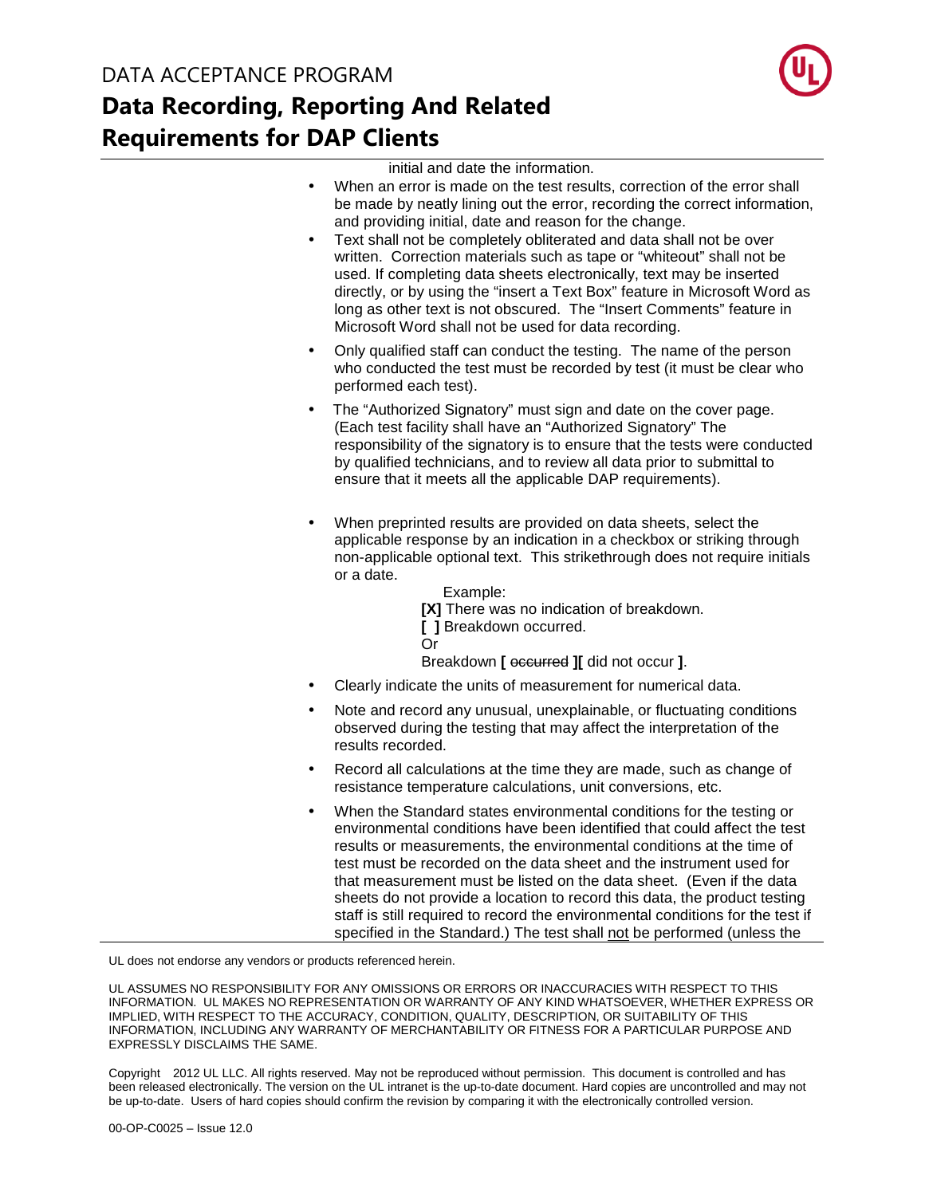initial and date the information.

- When an error is made on the test results, correction of the error shall be made by neatly lining out the error, recording the correct information, and providing initial, date and reason for the change.
- Text shall not be completely obliterated and data shall not be over written. Correction materials such as tape or "whiteout" shall not be used. If completing data sheets electronically, text may be inserted directly, or by using the "insert a Text Box" feature in Microsoft Word as long as other text is not obscured. The "Insert Comments" feature in Microsoft Word shall not be used for data recording.
- Only qualified staff can conduct the testing. The name of the person who conducted the test must be recorded by test (it must be clear who performed each test).
- The "Authorized Signatory" must sign and date on the cover page. (Each test facility shall have an "Authorized Signatory" The responsibility of the signatory is to ensure that the tests were conducted by qualified technicians, and to review all data prior to submittal to ensure that it meets all the applicable DAP requirements).
- When preprinted results are provided on data sheets, select the applicable response by an indication in a checkbox or striking through non-applicable optional text. This strikethrough does not require initials or a date.

  Example:

  **[X]** There was no indication of breakdown.
  **[ ]** Breakdown occurred.
  Or
  Breakdown **[** ~~occurred~~ **][** did not occur **]**.

- Clearly indicate the units of measurement for numerical data.
- Note and record any unusual, unexplainable, or fluctuating conditions observed during the testing that may affect the interpretation of the results recorded.
- Record all calculations at the time they are made, such as change of resistance temperature calculations, unit conversions, etc.
- When the Standard states environmental conditions for the testing or environmental conditions have been identified that could affect the test results or measurements, the environmental conditions at the time of test must be recorded on the data sheet and the instrument used for that measurement must be listed on the data sheet. (Even if the data sheets do not provide a location to record this data, the product testing staff is still required to record the environmental conditions for the test if specified in the Standard.) The test shall <u>not</u> be performed (unless the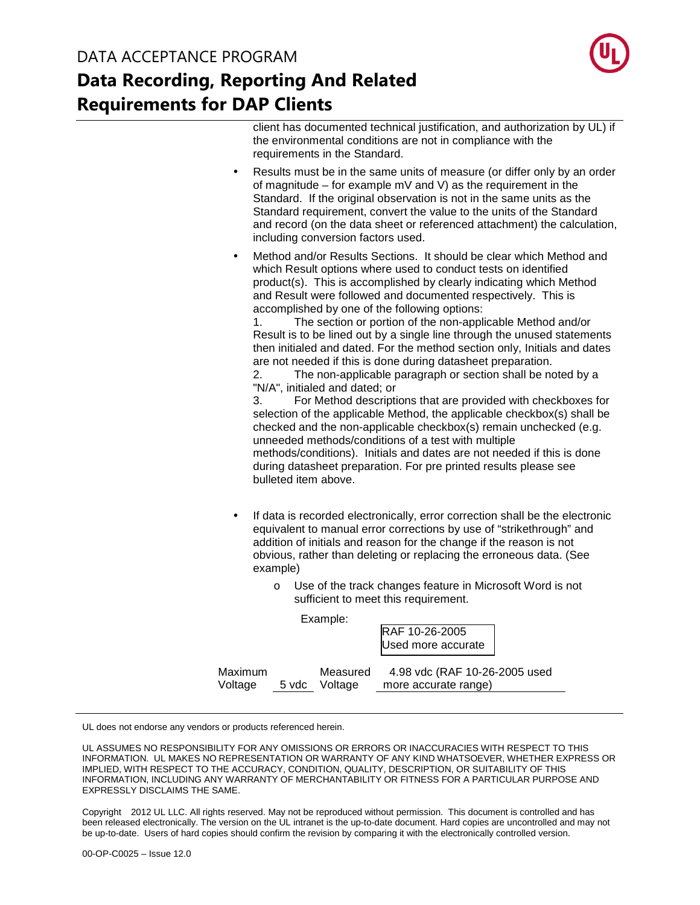client has documented technical justification, and authorization by UL) if the environmental conditions are not in compliance with the requirements in the Standard.

- Results must be in the same units of measure (or differ only by an order of magnitude – for example mV and V) as the requirement in the Standard. If the original observation is not in the same units as the Standard requirement, convert the value to the units of the Standard and record (on the data sheet or referenced attachment) the calculation, including conversion factors used.

- Method and/or Results Sections. It should be clear which Method and which Result options where used to conduct tests on identified product(s). This is accomplished by clearly indicating which Method and Result were followed and documented respectively. This is accomplished by one of the following options:
  1. The section or portion of the non-applicable Method and/or Result is to be lined out by a single line through the unused statements then initialed and dated. For the method section only, Initials and dates are not needed if this is done during datasheet preparation.
  2. The non-applicable paragraph or section shall be noted by a "N/A", initialed and dated; or
  3. For Method descriptions that are provided with checkboxes for selection of the applicable Method, the applicable checkbox(s) shall be checked and the non-applicable checkbox(s) remain unchecked (e.g. unneeded methods/conditions of a test with multiple methods/conditions). Initials and dates are not needed if this is done during datasheet preparation. For pre printed results please see bulleted item above.

- If data is recorded electronically, error correction shall be the electronic equivalent to manual error corrections by use of "strikethrough" and addition of initials and reason for the change if the reason is not obvious, rather than deleting or replacing the erroneous data. (See example)
  - Use of the track changes feature in Microsoft Word is not sufficient to meet this requirement.

Example:

RAF 10-26-2005
Used more accurate

| Maximum Voltage | 5 vdc | Measured Voltage | 4.98 vdc (RAF 10-26-2005 used more accurate range) |
|---|---|---|---|

UL does not endorse any vendors or products referenced herein.

UL ASSUMES NO RESPONSIBILITY FOR ANY OMISSIONS OR ERRORS OR INACCURACIES WITH RESPECT TO THIS INFORMATION. UL MAKES NO REPRESENTATION OR WARRANTY OF ANY KIND WHATSOEVER, WHETHER EXPRESS OR IMPLIED, WITH RESPECT TO THE ACCURACY, CONDITION, QUALITY, DESCRIPTION, OR SUITABILITY OF THIS INFORMATION, INCLUDING ANY WARRANTY OF MERCHANTABILITY OR FITNESS FOR A PARTICULAR PURPOSE AND EXPRESSLY DISCLAIMS THE SAME.

Copyright 2012 UL LLC. All rights reserved. May not be reproduced without permission. This document is controlled and has been released electronically. The version on the UL intranet is the up-to-date document. Hard copies are uncontrolled and may not be up-to-date. Users of hard copies should confirm the revision by comparing it with the electronically controlled version.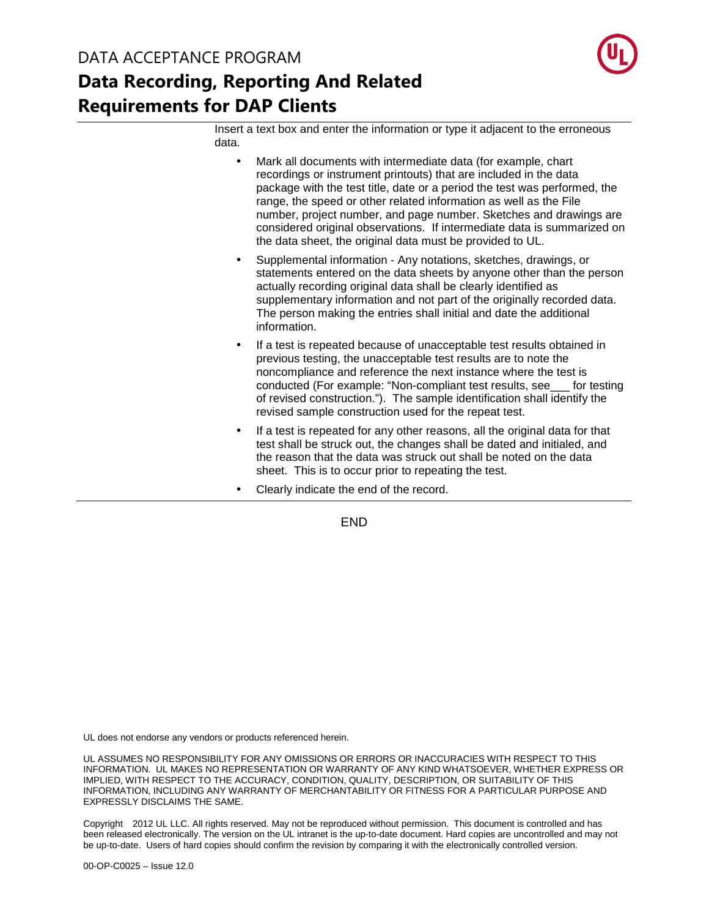Insert a text box and enter the information or type it adjacent to the erroneous data.

- Mark all documents with intermediate data (for example, chart recordings or instrument printouts) that are included in the data package with the test title, date or a period the test was performed, the range, the speed or other related information as well as the File number, project number, and page number. Sketches and drawings are considered original observations. If intermediate data is summarized on the data sheet, the original data must be provided to UL.
- Supplemental information - Any notations, sketches, drawings, or statements entered on the data sheets by anyone other than the person actually recording original data shall be clearly identified as supplementary information and not part of the originally recorded data. The person making the entries shall initial and date the additional information.
- If a test is repeated because of unacceptable test results obtained in previous testing, the unacceptable test results are to note the noncompliance and reference the next instance where the test is conducted (For example: "Non-compliant test results, see___ for testing of revised construction."). The sample identification shall identify the revised sample construction used for the repeat test.
- If a test is repeated for any other reasons, all the original data for that test shall be struck out, the changes shall be dated and initialed, and the reason that the data was struck out shall be noted on the data sheet. This is to occur prior to repeating the test.
- Clearly indicate the end of the record.

END

UL does not endorse any vendors or products referenced herein.

UL ASSUMES NO RESPONSIBILITY FOR ANY OMISSIONS OR ERRORS OR INACCURACIES WITH RESPECT TO THIS INFORMATION. UL MAKES NO REPRESENTATION OR WARRANTY OF ANY KIND WHATSOEVER, WHETHER EXPRESS OR IMPLIED, WITH RESPECT TO THE ACCURACY, CONDITION, QUALITY, DESCRIPTION, OR SUITABILITY OF THIS INFORMATION, INCLUDING ANY WARRANTY OF MERCHANTABILITY OR FITNESS FOR A PARTICULAR PURPOSE AND EXPRESSLY DISCLAIMS THE SAME.

Copyright 2012 UL LLC. All rights reserved. May not be reproduced without permission. This document is controlled and has been released electronically. The version on the UL intranet is the up-to-date document. Hard copies are uncontrolled and may not be up-to-date. Users of hard copies should confirm the revision by comparing it with the electronically controlled version.

00-OP-C0025 – Issue 12.0